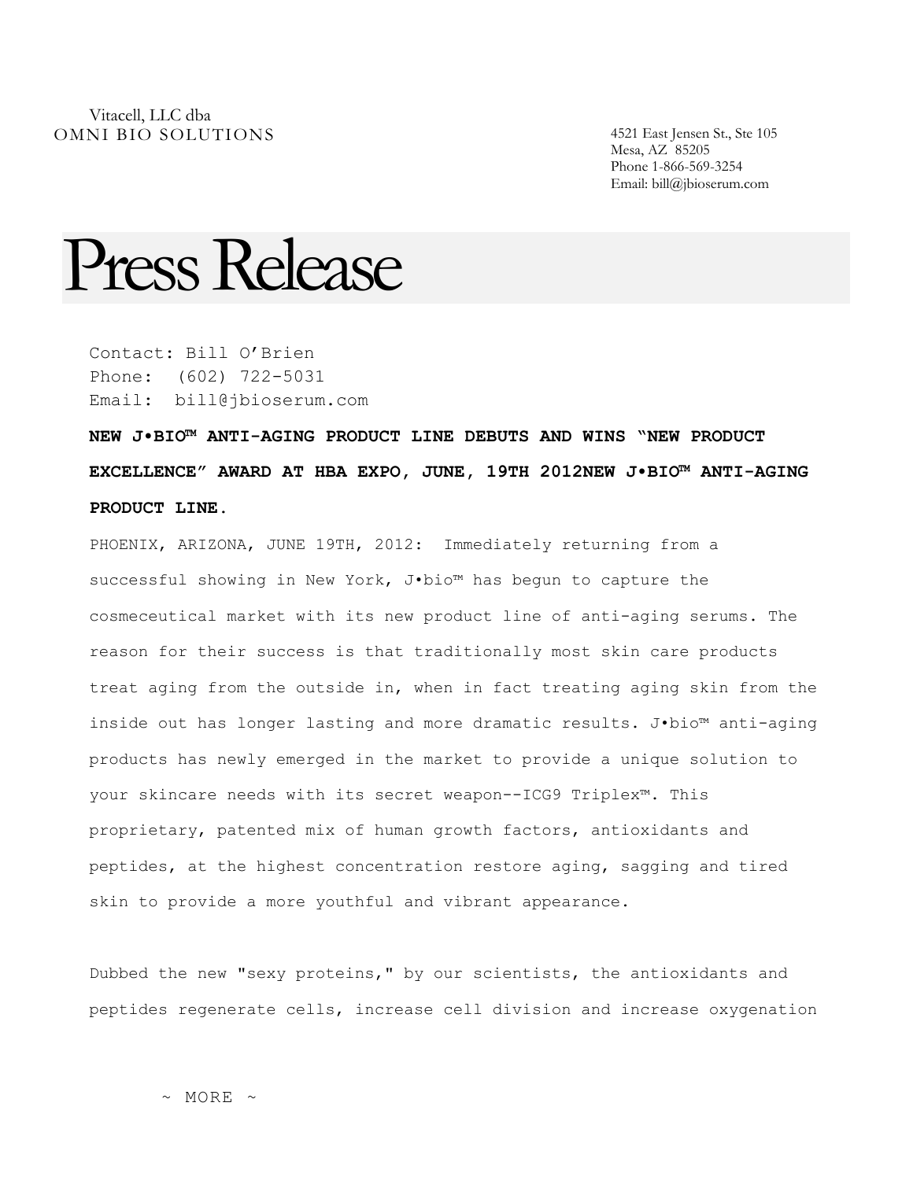Vitacell, LLC dba
OMNI BIO SOLUTIONS

4521 East Jensen St., Ste 105
Mesa, AZ 85205
Phone 1-866-569-3254
Email: bill@jbioserum.com

# Press Release

Contact: Bill O'Brien
Phone: (602) 722-5031
Email: bill@jbioserum.com

**NEW J•BIO™ ANTI-AGING PRODUCT LINE DEBUTS AND WINS "NEW PRODUCT EXCELLENCE" AWARD AT HBA EXPO, JUNE, 19TH 2012NEW J•BIO™ ANTI-AGING PRODUCT LINE.**

PHOENIX, ARIZONA, JUNE 19TH, 2012: Immediately returning from a successful showing in New York, J•bio™ has begun to capture the cosmeceutical market with its new product line of anti-aging serums. The reason for their success is that traditionally most skin care products treat aging from the outside in, when in fact treating aging skin from the inside out has longer lasting and more dramatic results. J•bio™ anti-aging products has newly emerged in the market to provide a unique solution to your skincare needs with its secret weapon--ICG9 Triplex™. This proprietary, patented mix of human growth factors, antioxidants and peptides, at the highest concentration restore aging, sagging and tired skin to provide a more youthful and vibrant appearance.

Dubbed the new "sexy proteins," by our scientists, the antioxidants and peptides regenerate cells, increase cell division and increase oxygenation

~ MORE ~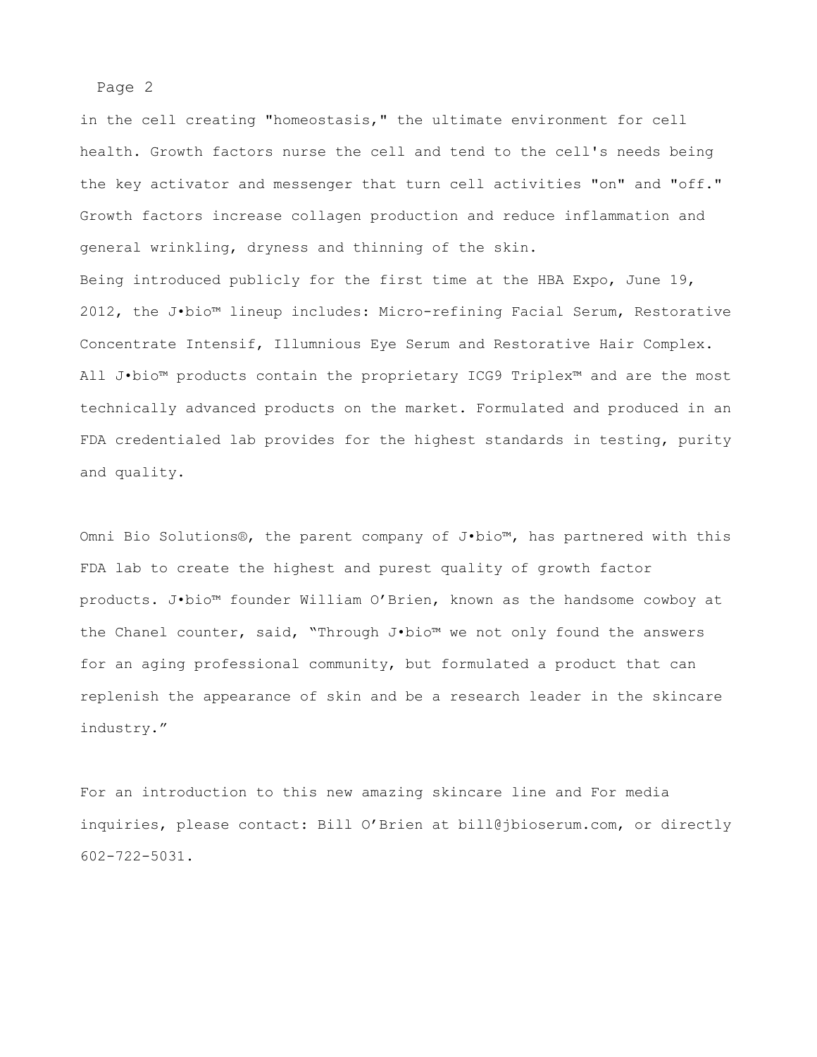in the cell creating "homeostasis," the ultimate environment for cell health. Growth factors nurse the cell and tend to the cell's needs being the key activator and messenger that turn cell activities "on" and "off." Growth factors increase collagen production and reduce inflammation and general wrinkling, dryness and thinning of the skin.

Being introduced publicly for the first time at the HBA Expo, June 19, 2012, the J•bio™ lineup includes: Micro-refining Facial Serum, Restorative Concentrate Intensif, Illumnious Eye Serum and Restorative Hair Complex. All J•bio™ products contain the proprietary ICG9 Triplex™ and are the most technically advanced products on the market. Formulated and produced in an FDA credentialed lab provides for the highest standards in testing, purity and quality.

Omni Bio Solutions®, the parent company of J•bio™, has partnered with this FDA lab to create the highest and purest quality of growth factor products. J•bio™ founder William O'Brien, known as the handsome cowboy at the Chanel counter, said, "Through J•bio™ we not only found the answers for an aging professional community, but formulated a product that can replenish the appearance of skin and be a research leader in the skincare industry."

For an introduction to this new amazing skincare line and For media inquiries, please contact: Bill O'Brien at bill@jbioserum.com, or directly 602-722-5031.